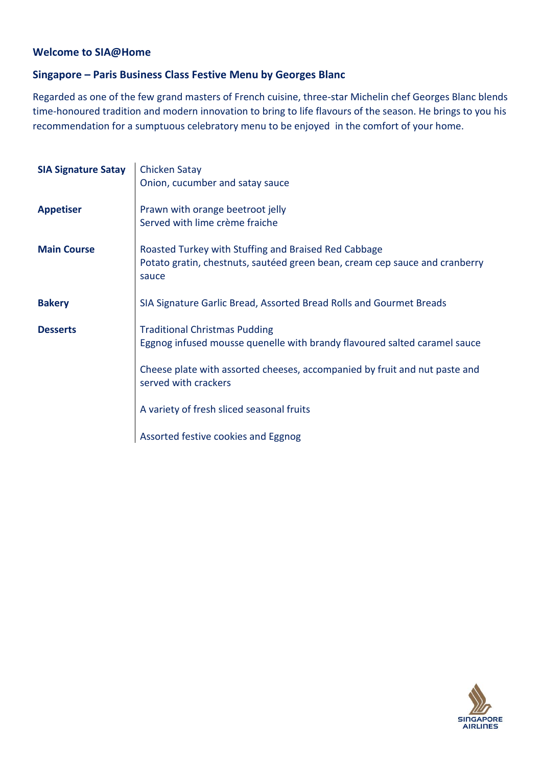## Welcome to SIA@Home

### Singapore – Paris Business Class Festive Menu by Georges Blanc

Regarded as one of the few grand masters of French cuisine, three-star Michelin chef Georges Blanc blends time-honoured tradition and modern innovation to bring to life flavours of the season. He brings to you his recommendation for a sumptuous celebratory menu to be enjoyed in the comfort of your home.

| | |
|---|---|
| **SIA Signature Satay** | Chicken Satay<br>Onion, cucumber and satay sauce |
| **Appetiser** | Prawn with orange beetroot jelly<br>Served with lime crème fraiche |
| **Main Course** | Roasted Turkey with Stuffing and Braised Red Cabbage<br>Potato gratin, chestnuts, sautéed green bean, cream cep sauce and cranberry sauce |
| **Bakery** | SIA Signature Garlic Bread, Assorted Bread Rolls and Gourmet Breads |
| **Desserts** | Traditional Christmas Pudding<br>Eggnog infused mousse quenelle with brandy flavoured salted caramel sauce<br><br>Cheese plate with assorted cheeses, accompanied by fruit and nut paste and served with crackers<br><br>A variety of fresh sliced seasonal fruits<br><br>Assorted festive cookies and Eggnog |

SINGAPORE AIRLINES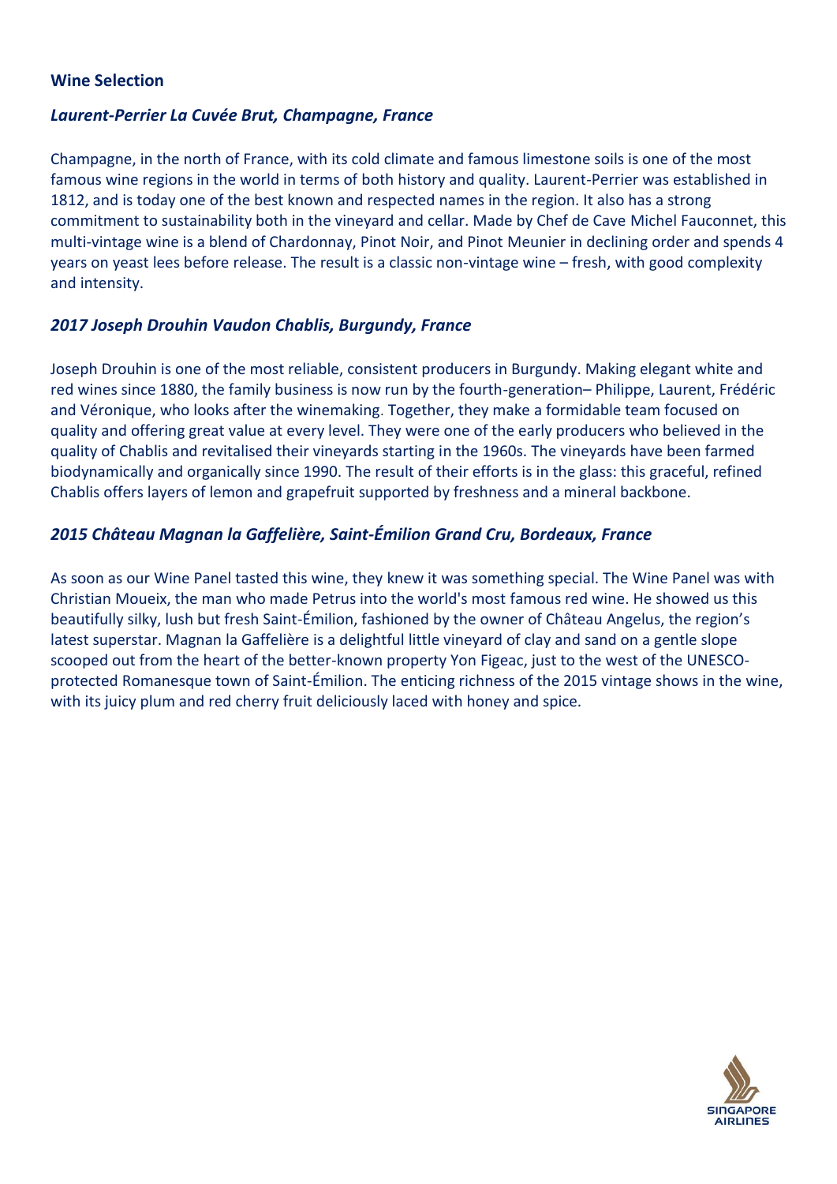## Wine Selection

### *Laurent-Perrier La Cuvée Brut, Champagne, France*

Champagne, in the north of France, with its cold climate and famous limestone soils is one of the most famous wine regions in the world in terms of both history and quality. Laurent-Perrier was established in 1812, and is today one of the best known and respected names in the region. It also has a strong commitment to sustainability both in the vineyard and cellar. Made by Chef de Cave Michel Fauconnet, this multi-vintage wine is a blend of Chardonnay, Pinot Noir, and Pinot Meunier in declining order and spends 4 years on yeast lees before release. The result is a classic non-vintage wine – fresh, with good complexity and intensity.

### *2017 Joseph Drouhin Vaudon Chablis, Burgundy, France*

Joseph Drouhin is one of the most reliable, consistent producers in Burgundy. Making elegant white and red wines since 1880, the family business is now run by the fourth-generation– Philippe, Laurent, Frédéric and Véronique, who looks after the winemaking. Together, they make a formidable team focused on quality and offering great value at every level. They were one of the early producers who believed in the quality of Chablis and revitalised their vineyards starting in the 1960s. The vineyards have been farmed biodynamically and organically since 1990. The result of their efforts is in the glass: this graceful, refined Chablis offers layers of lemon and grapefruit supported by freshness and a mineral backbone.

### *2015 Château Magnan la Gaffelière, Saint-Émilion Grand Cru, Bordeaux, France*

As soon as our Wine Panel tasted this wine, they knew it was something special. The Wine Panel was with Christian Moueix, the man who made Petrus into the world's most famous red wine. He showed us this beautifully silky, lush but fresh Saint-Émilion, fashioned by the owner of Château Angelus, the region's latest superstar. Magnan la Gaffelière is a delightful little vineyard of clay and sand on a gentle slope scooped out from the heart of the better-known property Yon Figeac, just to the west of the UNESCO-protected Romanesque town of Saint-Émilion. The enticing richness of the 2015 vintage shows in the wine, with its juicy plum and red cherry fruit deliciously laced with honey and spice.